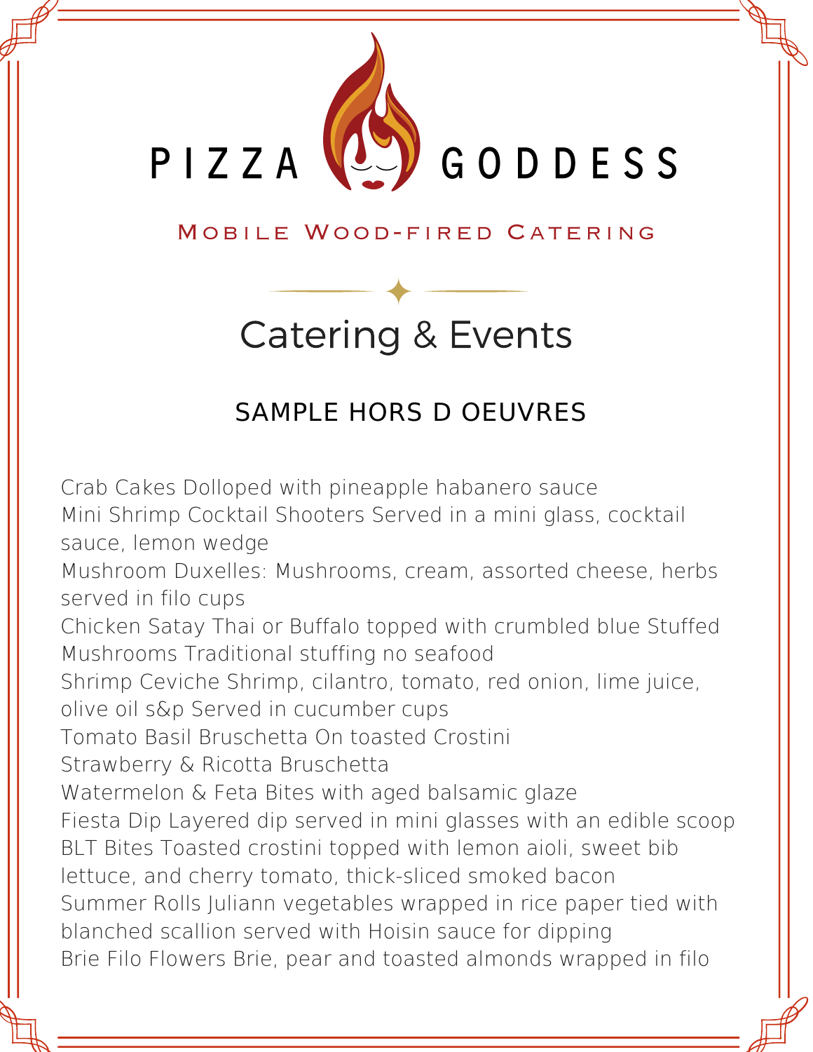# PIZZA GODDESS

MOBILE WOOD-FIRED CATERING

## Catering & Events

### SAMPLE HORS D OEUVRES

Crab Cakes Dolloped with pineapple habanero sauce
Mini Shrimp Cocktail Shooters Served in a mini glass, cocktail sauce, lemon wedge
Mushroom Duxelles: Mushrooms, cream, assorted cheese, herbs served in filo cups
Chicken Satay Thai or Buffalo topped with crumbled blue Stuffed Mushrooms Traditional stuffing no seafood
Shrimp Ceviche Shrimp, cilantro, tomato, red onion, lime juice, olive oil s&p Served in cucumber cups
Tomato Basil Bruschetta On toasted Crostini
Strawberry & Ricotta Bruschetta
Watermelon & Feta Bites with aged balsamic glaze
Fiesta Dip Layered dip served in mini glasses with an edible scoop
BLT Bites Toasted crostini topped with lemon aioli, sweet bib lettuce, and cherry tomato, thick-sliced smoked bacon
Summer Rolls Juliann vegetables wrapped in rice paper tied with blanched scallion served with Hoisin sauce for dipping
Brie Filo Flowers Brie, pear and toasted almonds wrapped in filo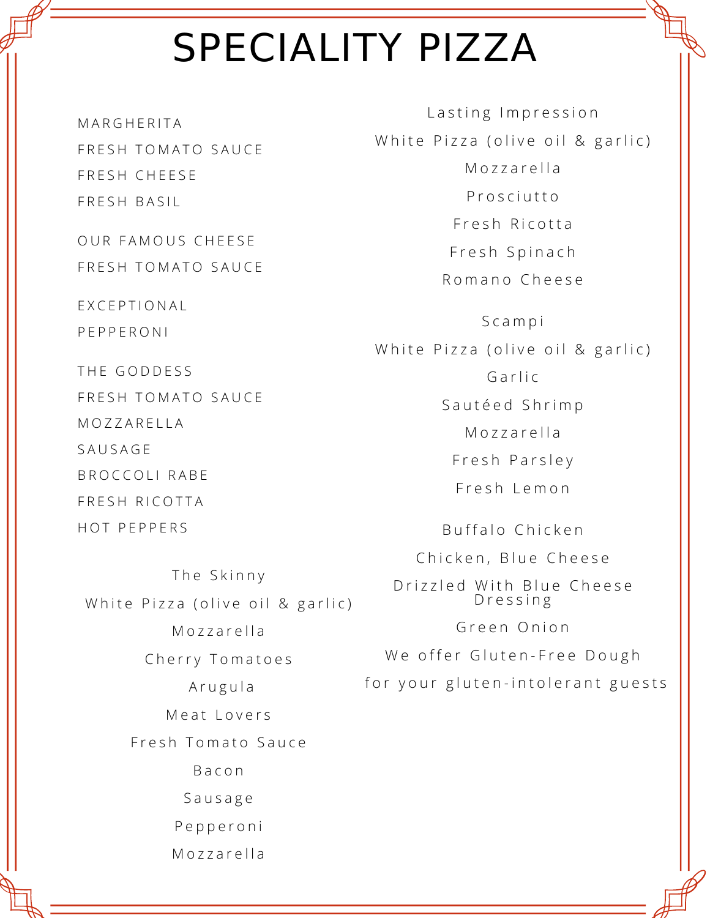# SPECIALITY PIZZA

**MARGHERITA**

FRESH TOMATO SAUCE

FRESH CHEESE

FRESH BASIL

**OUR FAMOUS CHEESE**

FRESH TOMATO SAUCE

**EXCEPTIONAL**

PEPPERONI

**THE GODDESS**

FRESH TOMATO SAUCE

MOZZARELLA

SAUSAGE

BROCCOLI RABE

FRESH RICOTTA

HOT PEPPERS

**The Skinny**

White Pizza (olive oil & garlic)

Mozzarella

Cherry Tomatoes

Arugula

**Meat Lovers**

Fresh Tomato Sauce

Bacon

Sausage

Pepperoni

Mozzarella

**Lasting Impression**

White Pizza (olive oil & garlic)

Mozzarella

Prosciutto

Fresh Ricotta

Fresh Spinach

Romano Cheese

**Scampi**

White Pizza (olive oil & garlic)

Garlic

Sautéed Shrimp

Mozzarella

Fresh Parsley

Fresh Lemon

**Buffalo Chicken**

Chicken, Blue Cheese

Drizzled With Blue Cheese Dressing

Green Onion

We offer Gluten-Free Dough

for your gluten-intolerant guests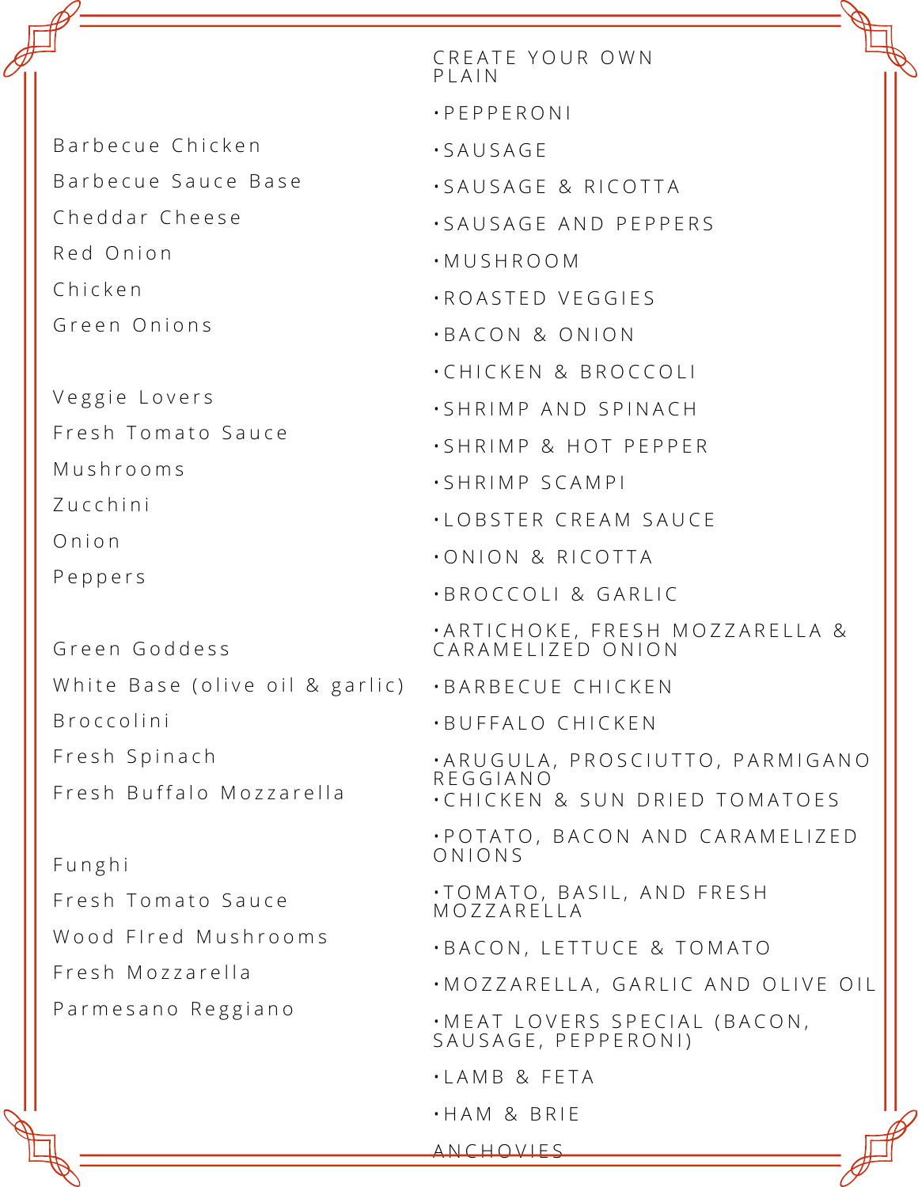### Barbecue Chicken

Barbecue Sauce Base

Cheddar Cheese

Red Onion

Chicken

Green Onions

### Veggie Lovers

Fresh Tomato Sauce

Mushrooms

Zucchini

Onion

Peppers

### Green Goddess

White Base (olive oil & garlic)

Broccolini

Fresh Spinach

Fresh Buffalo Mozzarella

### Funghi

Fresh Tomato Sauce

Wood FIred Mushrooms

Fresh Mozzarella

Parmesano Reggiano

## CREATE YOUR OWN PLAIN

- PEPPERONI
- SAUSAGE
- SAUSAGE & RICOTTA
- SAUSAGE AND PEPPERS
- MUSHROOM
- ROASTED VEGGIES
- BACON & ONION
- CHICKEN & BROCCOLI
- SHRIMP AND SPINACH
- SHRIMP & HOT PEPPER
- SHRIMP SCAMPI
- LOBSTER CREAM SAUCE
- ONION & RICOTTA
- BROCCOLI & GARLIC
- ARTICHOKE, FRESH MOZZARELLA & CARAMELIZED ONION
- BARBECUE CHICKEN
- BUFFALO CHICKEN
- ARUGULA, PROSCIUTTO, PARMIGANO REGGIANO
- CHICKEN & SUN DRIED TOMATOES
- POTATO, BACON AND CARAMELIZED ONIONS
- TOMATO, BASIL, AND FRESH MOZZARELLA
- BACON, LETTUCE & TOMATO
- MOZZARELLA, GARLIC AND OLIVE OIL
- MEAT LOVERS SPECIAL (BACON, SAUSAGE, PEPPERONI)
- LAMB & FETA
- HAM & BRIE

ANCHOVIES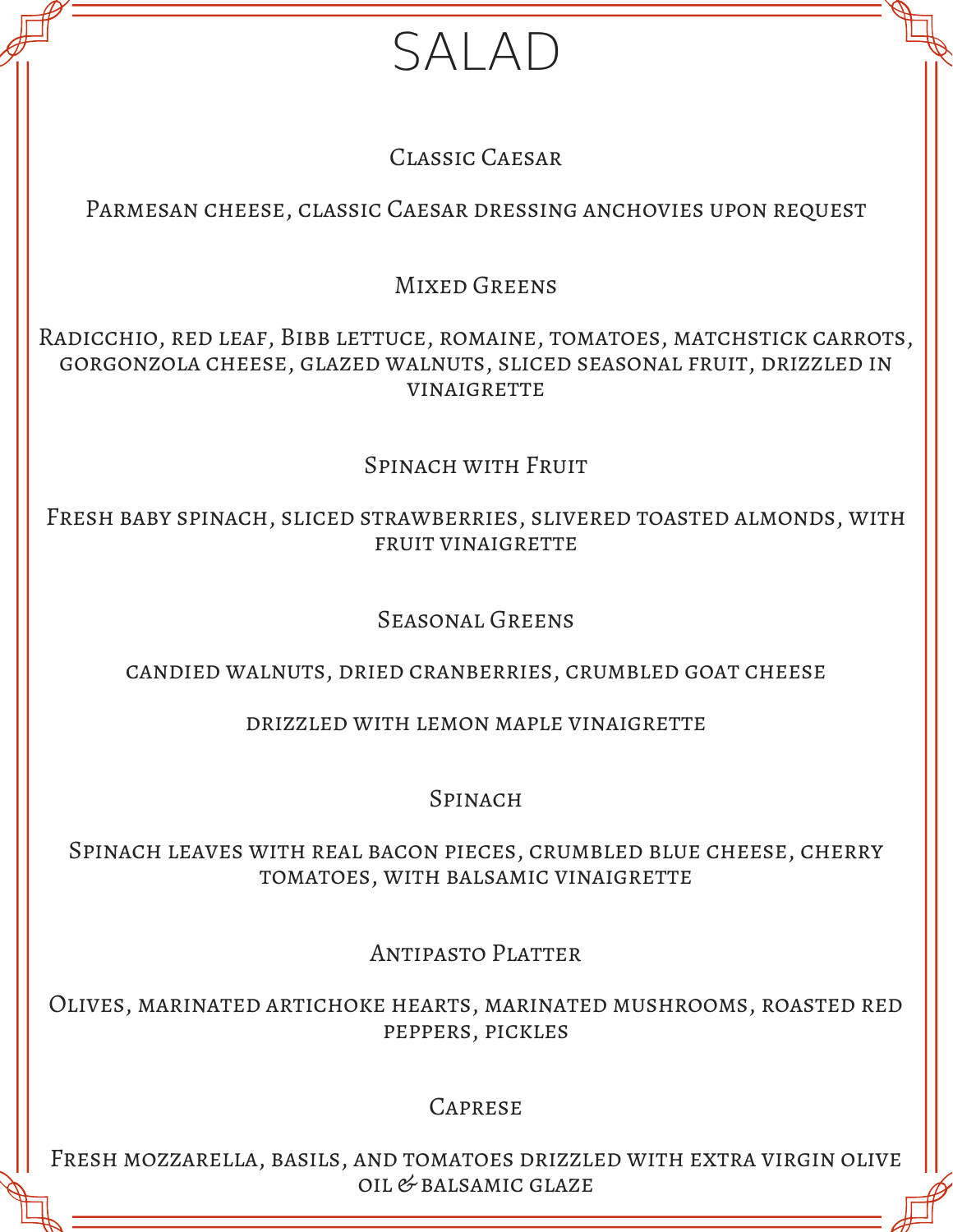# SALAD

### Classic Caesar

Parmesan cheese, classic Caesar dressing anchovies upon request

### Mixed Greens

Radicchio, red leaf, Bibb lettuce, romaine, tomatoes, matchstick carrots, gorgonzola cheese, glazed walnuts, sliced seasonal fruit, drizzled in vinaigrette

### Spinach with Fruit

Fresh baby spinach, sliced strawberries, slivered toasted almonds, with fruit vinaigrette

### Seasonal Greens

candied walnuts, dried cranberries, crumbled goat cheese

drizzled with lemon maple vinaigrette

### Spinach

Spinach leaves with real bacon pieces, crumbled blue cheese, cherry tomatoes, with balsamic vinaigrette

### Antipasto Platter

Olives, marinated artichoke hearts, marinated mushrooms, roasted red peppers, pickles

### Caprese

Fresh mozzarella, basils, and tomatoes drizzled with extra virgin olive oil & balsamic glaze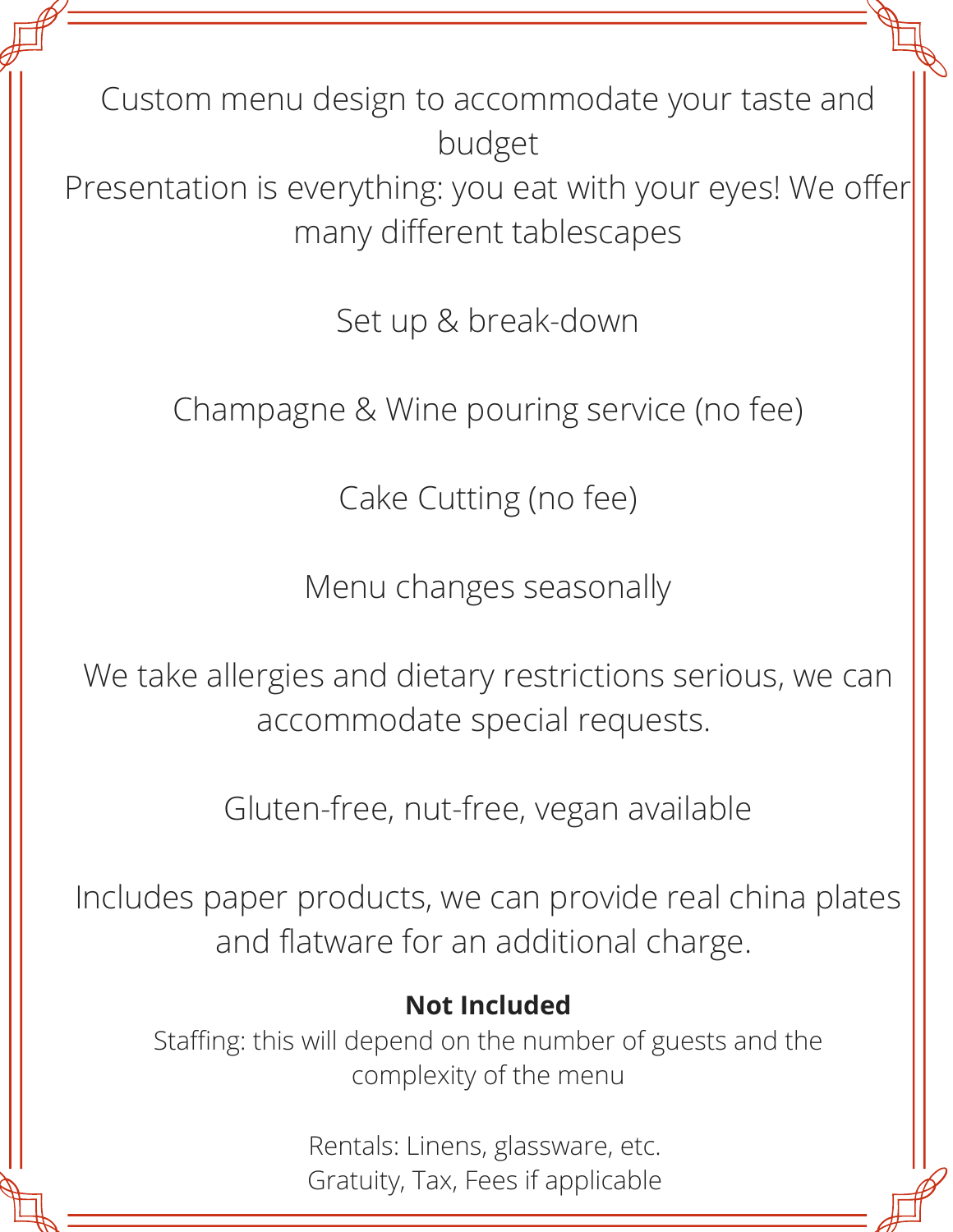Custom menu design to accommodate your taste and budget

Presentation is everything: you eat with your eyes! We offer many different tablescapes

Set up & break-down

Champagne & Wine pouring service (no fee)

Cake Cutting (no fee)

Menu changes seasonally

We take allergies and dietary restrictions serious, we can accommodate special requests.

Gluten-free, nut-free, vegan available

Includes paper products, we can provide real china plates and flatware for an additional charge.

**Not Included**

Staffing: this will depend on the number of guests and the complexity of the menu

Rentals: Linens, glassware, etc.
Gratuity, Tax, Fees if applicable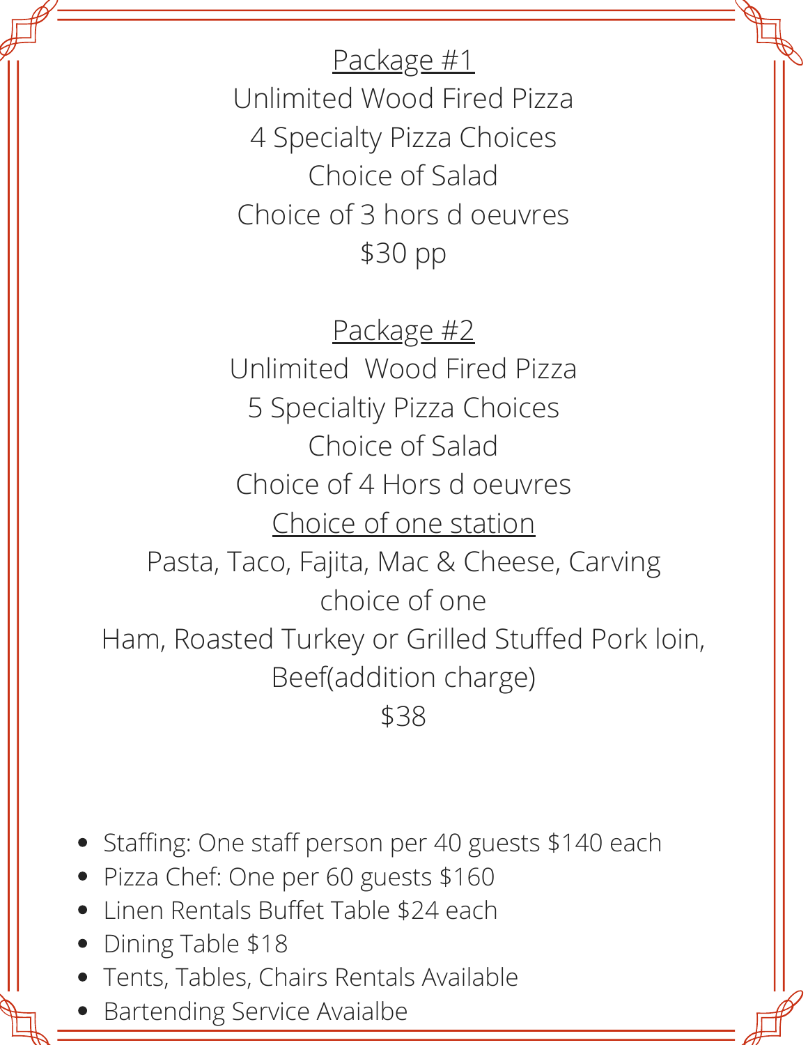Package #1

Unlimited Wood Fired Pizza

4 Specialty Pizza Choices

Choice of Salad

Choice of 3 hors d oeuvres

$30 pp

Package #2

Unlimited  Wood Fired Pizza

5 Specialtiy Pizza Choices

Choice of Salad

Choice of 4 Hors d oeuvres

Choice of one station

Pasta, Taco, Fajita, Mac & Cheese, Carving

choice of one

Ham, Roasted Turkey or Grilled Stuffed Pork loin, Beef(addition charge)

$38

- Staffing: One staff person per 40 guests $140 each
- Pizza Chef: One per 60 guests $160
- Linen Rentals Buffet Table $24 each
- Dining Table $18
- Tents, Tables, Chairs Rentals Available
- Bartending Service Avaialbe